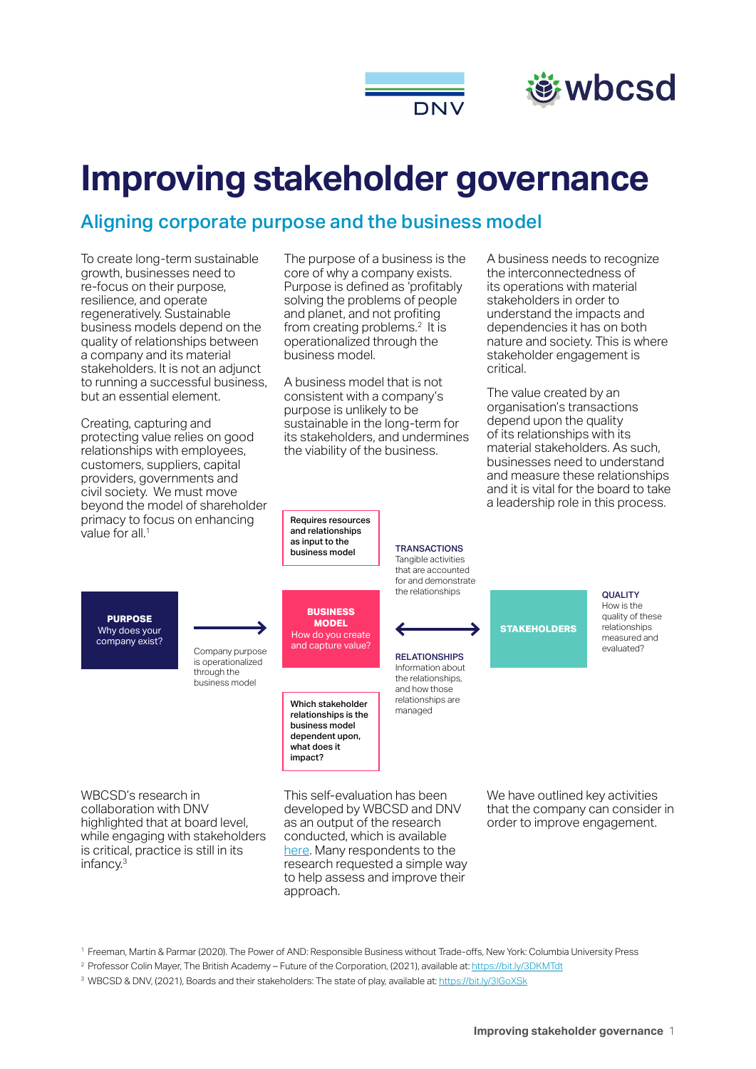# Improving stakeholder governance

## Aligning corporate purpose and the business model

To create long-term sustainable growth, businesses need to re-focus on their purpose, resilience, and operate regeneratively. Sustainable business models depend on the quality of relationships between a company and its material stakeholders. It is not an adjunct to running a successful business, but an essential element.

Creating, capturing and protecting value relies on good relationships with employees, customers, suppliers, capital providers, governments and civil society. We must move beyond the model of shareholder primacy to focus on enhancing value for all.[1]

The purpose of a business is the core of why a company exists. Purpose is defined as 'profitably solving the problems of people and planet, and not profiting from creating problems.[2] It is operationalized through the business model.

A business model that is not consistent with a company's purpose is unlikely to be sustainable in the long-term for its stakeholders, and undermines the viability of the business.

A business needs to recognize the interconnectedness of its operations with material stakeholders in order to understand the impacts and dependencies it has on both nature and society. This is where stakeholder engagement is critical.

The value created by an organisation's transactions depend upon the quality of its relationships with its material stakeholders. As such, businesses need to understand and measure these relationships and it is vital for the board to take a leadership role in this process.

**PURPOSE**
Why does your company exist?

Company purpose is operationalized through the business model

**Requires resources and relationships as input to the business model**

**BUSINESS MODEL**
How do you create and capture value?

**Which stakeholder relationships is the business model dependent upon, what does it impact?**

**TRANSACTIONS**
Tangible activities that are accounted for and demonstrate the relationships

**RELATIONSHIPS**
Information about the relationships, and how those relationships are managed

**STAKEHOLDERS**

**QUALITY**
How is the quality of these relationships measured and evaluated?

WBCSD's research in collaboration with DNV highlighted that at board level, while engaging with stakeholders is critical, practice is still in its infancy.[3]

This self-evaluation has been developed by WBCSD and DNV as an output of the research conducted, which is available here. Many respondents to the research requested a simple way to help assess and improve their approach.

We have outlined key activities that the company can consider in order to improve engagement.

[1] Freeman, Martin & Parmar (2020). The Power of AND: Responsible Business without Trade-offs, New York: Columbia University Press

[2] Professor Colin Mayer, The British Academy – Future of the Corporation, (2021), available at: https://bit.ly/3DKMTdt

[3] WBCSD & DNV, (2021), Boards and their stakeholders: The state of play, available at: https://bit.ly/3lGoXSk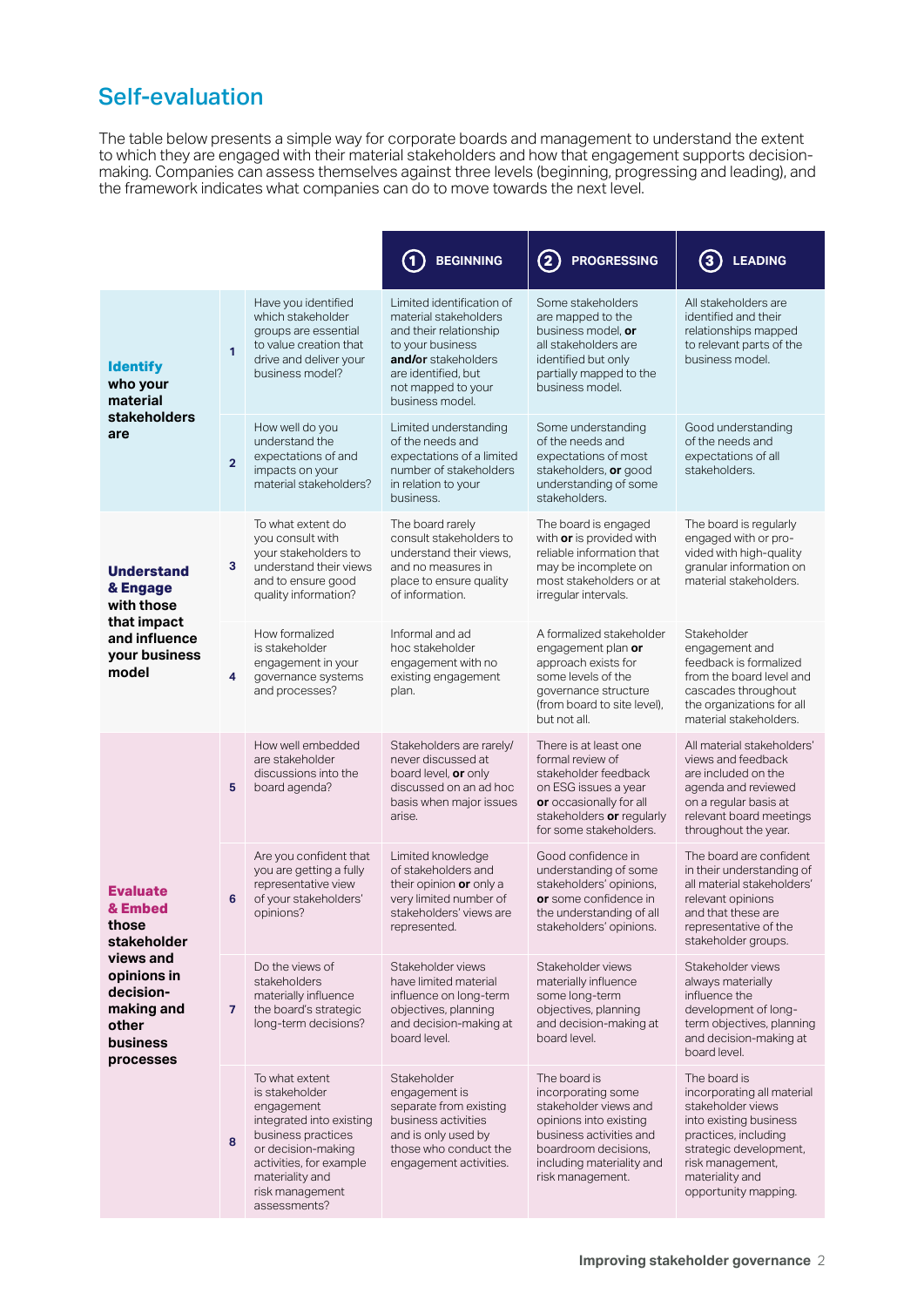## Self-evaluation

The table below presents a simple way for corporate boards and management to understand the extent to which they are engaged with their material stakeholders and how that engagement supports decision-making. Companies can assess themselves against three levels (beginning, progressing and leading), and the framework indicates what companies can do to move towards the next level.

| | | | ① BEGINNING | ② PROGRESSING | ③ LEADING |
|---|---|---|---|---|---|
| **Identify** who your material stakeholders are | 1 | Have you identified which stakeholder groups are essential to value creation that drive and deliver your business model? | Limited identification of material stakeholders and their relationship to your business **and/or** stakeholders are identified, but not mapped to your business model. | Some stakeholders are mapped to the business model, **or** all stakeholders are identified but only partially mapped to the business model. | All stakeholders are identified and their relationships mapped to relevant parts of the business model. |
| | 2 | How well do you understand the needs and expectations of and impacts on your material stakeholders? | Limited understanding of the needs and expectations of a limited number of stakeholders in relation to your business. | Some understanding of the needs and expectations of most stakeholders, **or** good understanding of some stakeholders. | Good understanding of the needs and expectations of all stakeholders. |
| **Understand & Engage** with those that impact and influence your business model | 3 | To what extent do you consult with your stakeholders to understand their views and to ensure good quality information? | The board rarely consult stakeholders to understand their views, and no measures in place to ensure quality of information. | The board is engaged with **or** is provided with reliable information that may be incomplete on most stakeholders or at irregular intervals. | The board is regularly engaged with or provided with high-quality granular information on material stakeholders. |
| | 4 | How formalized is stakeholder engagement in your governance systems and processes? | Informal and ad hoc stakeholder engagement with no existing engagement plan. | A formalized stakeholder engagement plan **or** approach exists for some levels of the governance structure (from board to site level), but not all. | Stakeholder engagement and feedback is formalized from the board level and cascades throughout the organizations for all material stakeholders. |
| **Evaluate & Embed** those stakeholder views and opinions in decision-making and other business processes | 5 | How well embedded are stakeholder discussions into the board agenda? | Stakeholders are rarely/never discussed at board level, **or** only discussed on an ad hoc basis when major issues arise. | There is at least one formal review of stakeholder feedback on ESG issues a year **or** occasionally for all stakeholders **or** regularly for some stakeholders. | All material stakeholders' views and feedback are included on the agenda and reviewed on a regular basis at relevant board meetings throughout the year. |
| | 6 | Are you confident that you are getting a fully representative view of your stakeholders' opinions? | Limited knowledge of stakeholders and their opinion **or** only a very limited number of stakeholders' views are represented. | Good confidence in understanding of some stakeholders' opinions, **or** some confidence in the understanding of all stakeholders' opinions. | The board are confident in their understanding of all material stakeholders' relevant opinions and that these are representative of the stakeholder groups. |
| | 7 | Do the views of stakeholders materially influence the board's strategic long-term decisions? | Stakeholder views have limited material influence on long-term objectives, planning and decision-making at board level. | Stakeholder views materially influence some long-term objectives, planning and decision-making at board level. | Stakeholder views always materially influence the development of long-term objectives, planning and decision-making at board level. |
| | 8 | To what extent is stakeholder engagement integrated into existing business practices or decision-making activities, for example materiality and risk management assessments? | Stakeholder engagement is separate from existing business activities and is only used by those who conduct the engagement activities. | The board is incorporating some stakeholder views and opinions into existing business activities and boardroom decisions, including materiality and risk management. | The board is incorporating all material stakeholder views into existing business practices, including strategic development, risk management, materiality and opportunity mapping. |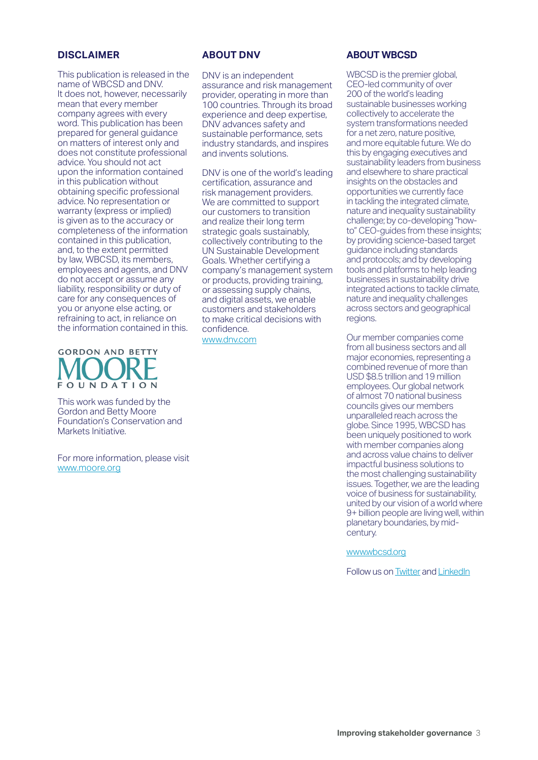## DISCLAIMER

This publication is released in the name of WBCSD and DNV. It does not, however, necessarily mean that every member company agrees with every word. This publication has been prepared for general guidance on matters of interest only and does not constitute professional advice. You should not act upon the information contained in this publication without obtaining specific professional advice. No representation or warranty (express or implied) is given as to the accuracy or completeness of the information contained in this publication, and, to the extent permitted by law, WBCSD, its members, employees and agents, and DNV do not accept or assume any liability, responsibility or duty of care for any consequences of you or anyone else acting, or refraining to act, in reliance on the information contained in this.

GORDON AND BETTY MOORE FOUNDATION

This work was funded by the Gordon and Betty Moore Foundation's Conservation and Markets Initiative.

For more information, please visit www.moore.org

## ABOUT DNV

DNV is an independent assurance and risk management provider, operating in more than 100 countries. Through its broad experience and deep expertise, DNV advances safety and sustainable performance, sets industry standards, and inspires and invents solutions.

DNV is one of the world's leading certification, assurance and risk management providers. We are committed to support our customers to transition and realize their long term strategic goals sustainably, collectively contributing to the UN Sustainable Development Goals. Whether certifying a company's management system or products, providing training, or assessing supply chains, and digital assets, we enable customers and stakeholders to make critical decisions with confidence.

www.dnv.com

## ABOUT WBCSD

WBCSD is the premier global, CEO-led community of over 200 of the world's leading sustainable businesses working collectively to accelerate the system transformations needed for a net zero, nature positive, and more equitable future. We do this by engaging executives and sustainability leaders from business and elsewhere to share practical insights on the obstacles and opportunities we currently face in tackling the integrated climate, nature and inequality sustainability challenge; by co-developing "how-to" CEO-guides from these insights; by providing science-based target guidance including standards and protocols; and by developing tools and platforms to help leading businesses in sustainability drive integrated actions to tackle climate, nature and inequality challenges across sectors and geographical regions.

Our member companies come from all business sectors and all major economies, representing a combined revenue of more than USD $8.5 trillion and 19 million employees. Our global network of almost 70 national business councils gives our members unparalleled reach across the globe. Since 1995, WBCSD has been uniquely positioned to work with member companies along and across value chains to deliver impactful business solutions to the most challenging sustainability issues. Together, we are the leading voice of business for sustainability, united by our vision of a world where 9+ billion people are living well, within planetary boundaries, by mid-century.

www.wbcsd.org

Follow us on Twitter and LinkedIn